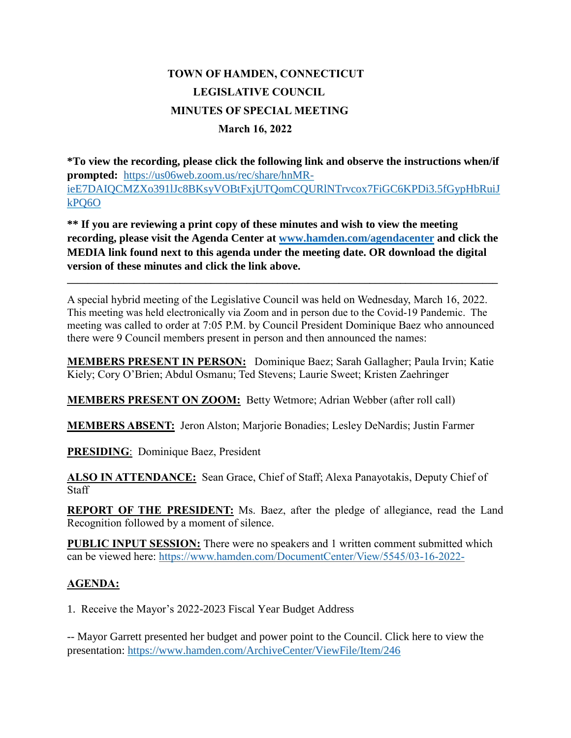# TOWN OF HAMDEN, CONNECTICUT
## LEGISLATIVE COUNCIL
## MINUTES OF SPECIAL MEETING
### March 16, 2022

**\*To view the recording, please click the following link and observe the instructions when/if prompted:** https://us06web.zoom.us/rec/share/hnMR-ieE7DAIQCMZXo391lJc8BKsyVOBtFxjUTQomCQURlNTrvcox7FiGC6KPDi3.5fGypHbRuiJkPQ6O

**\*\* If you are reviewing a print copy of these minutes and wish to view the meeting recording, please visit the Agenda Center at www.hamden.com/agendacenter and click the MEDIA link found next to this agenda under the meeting date. OR download the digital version of these minutes and click the link above.**

---

A special hybrid meeting of the Legislative Council was held on Wednesday, March 16, 2022. This meeting was held electronically via Zoom and in person due to the Covid-19 Pandemic. The meeting was called to order at 7:05 P.M. by Council President Dominique Baez who announced there were 9 Council members present in person and then announced the names:

**MEMBERS PRESENT IN PERSON:** Dominique Baez; Sarah Gallagher; Paula Irvin; Katie Kiely; Cory O'Brien; Abdul Osmanu; Ted Stevens; Laurie Sweet; Kristen Zaehringer

**MEMBERS PRESENT ON ZOOM:** Betty Wetmore; Adrian Webber (after roll call)

**MEMBERS ABSENT:** Jeron Alston; Marjorie Bonadies; Lesley DeNardis; Justin Farmer

**PRESIDING**: Dominique Baez, President

**ALSO IN ATTENDANCE:** Sean Grace, Chief of Staff; Alexa Panayotakis, Deputy Chief of Staff

**REPORT OF THE PRESIDENT:** Ms. Baez, after the pledge of allegiance, read the Land Recognition followed by a moment of silence.

**PUBLIC INPUT SESSION:** There were no speakers and 1 written comment submitted which can be viewed here: https://www.hamden.com/DocumentCenter/View/5545/03-16-2022-

**AGENDA:**

1. Receive the Mayor's 2022-2023 Fiscal Year Budget Address

-- Mayor Garrett presented her budget and power point to the Council. Click here to view the presentation: https://www.hamden.com/ArchiveCenter/ViewFile/Item/246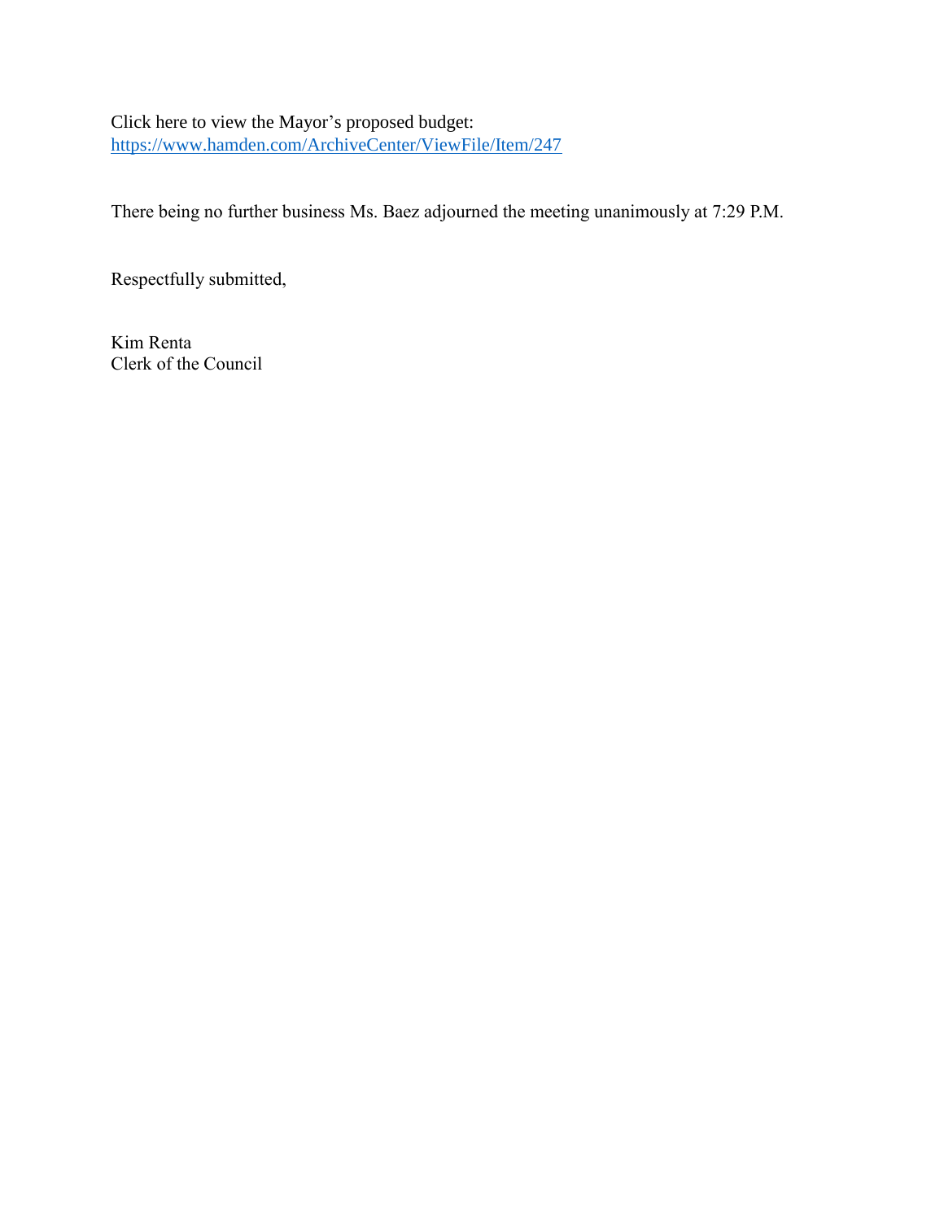Click here to view the Mayor's proposed budget:
https://www.hamden.com/ArchiveCenter/ViewFile/Item/247

There being no further business Ms. Baez adjourned the meeting unanimously at 7:29 P.M.

Respectfully submitted,

Kim Renta
Clerk of the Council